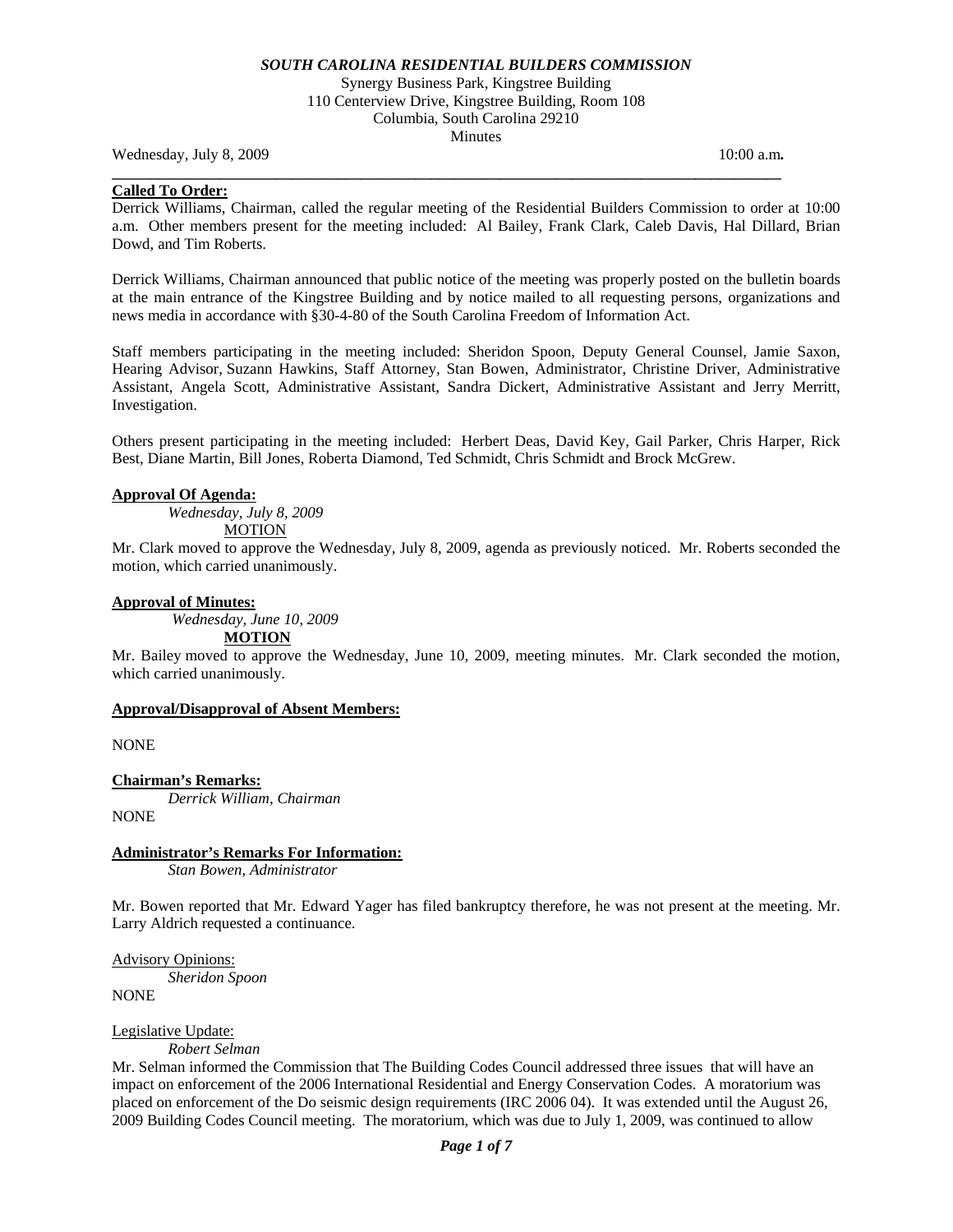***SOUTH CAROLINA RESIDENTIAL BUILDERS COMMISSION***

Synergy Business Park, Kingstree Building
110 Centerview Drive, Kingstree Building, Room 108
Columbia, South Carolina 29210
Minutes

Wednesday, July 8, 2009 10:00 a.m**.**

---

**Called To Order:**

Derrick Williams, Chairman, called the regular meeting of the Residential Builders Commission to order at 10:00 a.m. Other members present for the meeting included: Al Bailey, Frank Clark, Caleb Davis, Hal Dillard, Brian Dowd, and Tim Roberts.

Derrick Williams, Chairman announced that public notice of the meeting was properly posted on the bulletin boards at the main entrance of the Kingstree Building and by notice mailed to all requesting persons, organizations and news media in accordance with §30-4-80 of the South Carolina Freedom of Information Act.

Staff members participating in the meeting included: Sheridon Spoon, Deputy General Counsel, Jamie Saxon, Hearing Advisor, Suzann Hawkins, Staff Attorney, Stan Bowen, Administrator, Christine Driver, Administrative Assistant, Angela Scott, Administrative Assistant, Sandra Dickert, Administrative Assistant and Jerry Merritt, Investigation.

Others present participating in the meeting included: Herbert Deas, David Key, Gail Parker, Chris Harper, Rick Best, Diane Martin, Bill Jones, Roberta Diamond, Ted Schmidt, Chris Schmidt and Brock McGrew.

**Approval Of Agenda:**

*Wednesday, July 8, 2009*

MOTION

Mr. Clark moved to approve the Wednesday, July 8, 2009, agenda as previously noticed. Mr. Roberts seconded the motion, which carried unanimously.

**Approval of Minutes:**

*Wednesday, June 10, 2009*

**MOTION**

Mr. Bailey moved to approve the Wednesday, June 10, 2009, meeting minutes. Mr. Clark seconded the motion, which carried unanimously.

**Approval/Disapproval of Absent Members:**

NONE

**Chairman's Remarks:**

*Derrick William, Chairman*

NONE

**Administrator's Remarks For Information:**

*Stan Bowen, Administrator*

Mr. Bowen reported that Mr. Edward Yager has filed bankruptcy therefore, he was not present at the meeting. Mr. Larry Aldrich requested a continuance.

Advisory Opinions:

*Sheridon Spoon*

NONE

Legislative Update:

*Robert Selman*

Mr. Selman informed the Commission that The Building Codes Council addressed three issues that will have an impact on enforcement of the 2006 International Residential and Energy Conservation Codes. A moratorium was placed on enforcement of the Do seismic design requirements (IRC 2006 04). It was extended until the August 26, 2009 Building Codes Council meeting. The moratorium, which was due to July 1, 2009, was continued to allow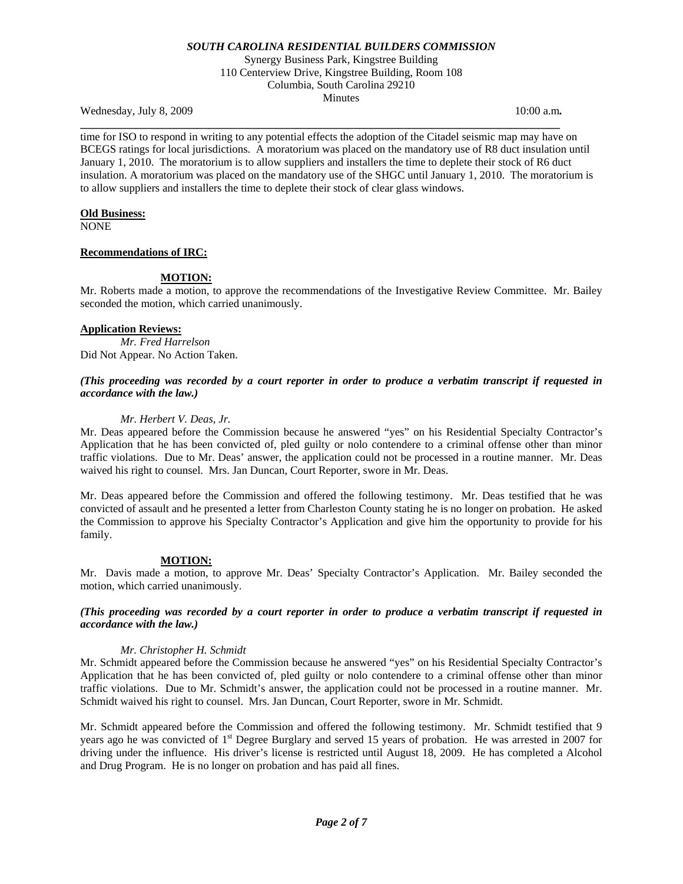time for ISO to respond in writing to any potential effects the adoption of the Citadel seismic map may have on BCEGS ratings for local jurisdictions. A moratorium was placed on the mandatory use of R8 duct insulation until January 1, 2010. The moratorium is to allow suppliers and installers the time to deplete their stock of R6 duct insulation. A moratorium was placed on the mandatory use of the SHGC until January 1, 2010. The moratorium is to allow suppliers and installers the time to deplete their stock of clear glass windows.

**Old Business:**
NONE

**Recommendations of IRC:**

**MOTION:**
Mr. Roberts made a motion, to approve the recommendations of the Investigative Review Committee. Mr. Bailey seconded the motion, which carried unanimously.

**Application Reviews:**

*Mr. Fred Harrelson*
Did Not Appear. No Action Taken.

***(This proceeding was recorded by a court reporter in order to produce a verbatim transcript if requested in accordance with the law.)***

*Mr. Herbert V. Deas, Jr.*
Mr. Deas appeared before the Commission because he answered "yes" on his Residential Specialty Contractor's Application that he has been convicted of, pled guilty or nolo contendere to a criminal offense other than minor traffic violations. Due to Mr. Deas' answer, the application could not be processed in a routine manner. Mr. Deas waived his right to counsel. Mrs. Jan Duncan, Court Reporter, swore in Mr. Deas.

Mr. Deas appeared before the Commission and offered the following testimony. Mr. Deas testified that he was convicted of assault and he presented a letter from Charleston County stating he is no longer on probation. He asked the Commission to approve his Specialty Contractor's Application and give him the opportunity to provide for his family.

**MOTION:**
Mr. Davis made a motion, to approve Mr. Deas' Specialty Contractor's Application. Mr. Bailey seconded the motion, which carried unanimously.

***(This proceeding was recorded by a court reporter in order to produce a verbatim transcript if requested in accordance with the law.)***

*Mr. Christopher H. Schmidt*
Mr. Schmidt appeared before the Commission because he answered "yes" on his Residential Specialty Contractor's Application that he has been convicted of, pled guilty or nolo contendere to a criminal offense other than minor traffic violations. Due to Mr. Schmidt's answer, the application could not be processed in a routine manner. Mr. Schmidt waived his right to counsel. Mrs. Jan Duncan, Court Reporter, swore in Mr. Schmidt.

Mr. Schmidt appeared before the Commission and offered the following testimony. Mr. Schmidt testified that 9 years ago he was convicted of 1st Degree Burglary and served 15 years of probation. He was arrested in 2007 for driving under the influence. His driver's license is restricted until August 18, 2009. He has completed a Alcohol and Drug Program. He is no longer on probation and has paid all fines.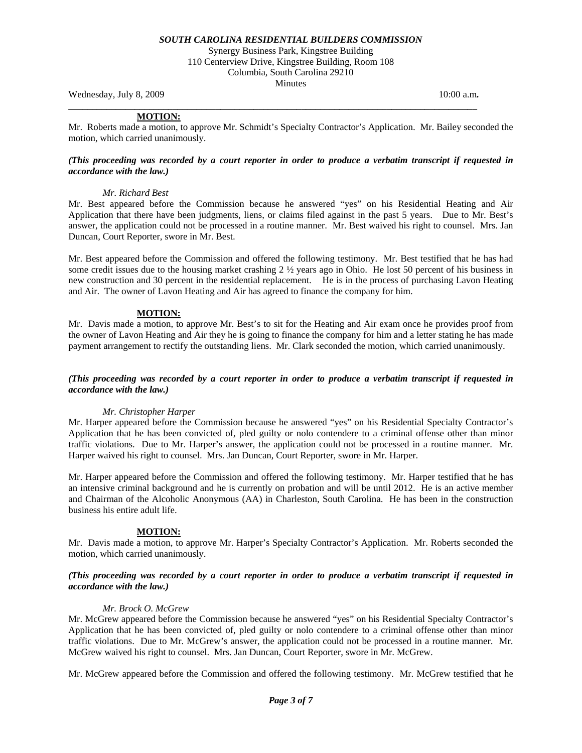**MOTION:**

Mr. Roberts made a motion, to approve Mr. Schmidt's Specialty Contractor's Application. Mr. Bailey seconded the motion, which carried unanimously.

***(This proceeding was recorded by a court reporter in order to produce a verbatim transcript if requested in accordance with the law.)***

*Mr. Richard Best*

Mr. Best appeared before the Commission because he answered "yes" on his Residential Heating and Air Application that there have been judgments, liens, or claims filed against in the past 5 years. Due to Mr. Best's answer, the application could not be processed in a routine manner. Mr. Best waived his right to counsel. Mrs. Jan Duncan, Court Reporter, swore in Mr. Best.

Mr. Best appeared before the Commission and offered the following testimony. Mr. Best testified that he has had some credit issues due to the housing market crashing 2 ½ years ago in Ohio. He lost 50 percent of his business in new construction and 30 percent in the residential replacement. He is in the process of purchasing Lavon Heating and Air. The owner of Lavon Heating and Air has agreed to finance the company for him.

**MOTION:**

Mr. Davis made a motion, to approve Mr. Best's to sit for the Heating and Air exam once he provides proof from the owner of Lavon Heating and Air they he is going to finance the company for him and a letter stating he has made payment arrangement to rectify the outstanding liens. Mr. Clark seconded the motion, which carried unanimously.

***(This proceeding was recorded by a court reporter in order to produce a verbatim transcript if requested in accordance with the law.)***

*Mr. Christopher Harper*

Mr. Harper appeared before the Commission because he answered "yes" on his Residential Specialty Contractor's Application that he has been convicted of, pled guilty or nolo contendere to a criminal offense other than minor traffic violations. Due to Mr. Harper's answer, the application could not be processed in a routine manner. Mr. Harper waived his right to counsel. Mrs. Jan Duncan, Court Reporter, swore in Mr. Harper.

Mr. Harper appeared before the Commission and offered the following testimony. Mr. Harper testified that he has an intensive criminal background and he is currently on probation and will be until 2012. He is an active member and Chairman of the Alcoholic Anonymous (AA) in Charleston, South Carolina. He has been in the construction business his entire adult life.

**MOTION:**

Mr. Davis made a motion, to approve Mr. Harper's Specialty Contractor's Application. Mr. Roberts seconded the motion, which carried unanimously.

***(This proceeding was recorded by a court reporter in order to produce a verbatim transcript if requested in accordance with the law.)***

*Mr. Brock O. McGrew*

Mr. McGrew appeared before the Commission because he answered "yes" on his Residential Specialty Contractor's Application that he has been convicted of, pled guilty or nolo contendere to a criminal offense other than minor traffic violations. Due to Mr. McGrew's answer, the application could not be processed in a routine manner. Mr. McGrew waived his right to counsel. Mrs. Jan Duncan, Court Reporter, swore in Mr. McGrew.

Mr. McGrew appeared before the Commission and offered the following testimony. Mr. McGrew testified that he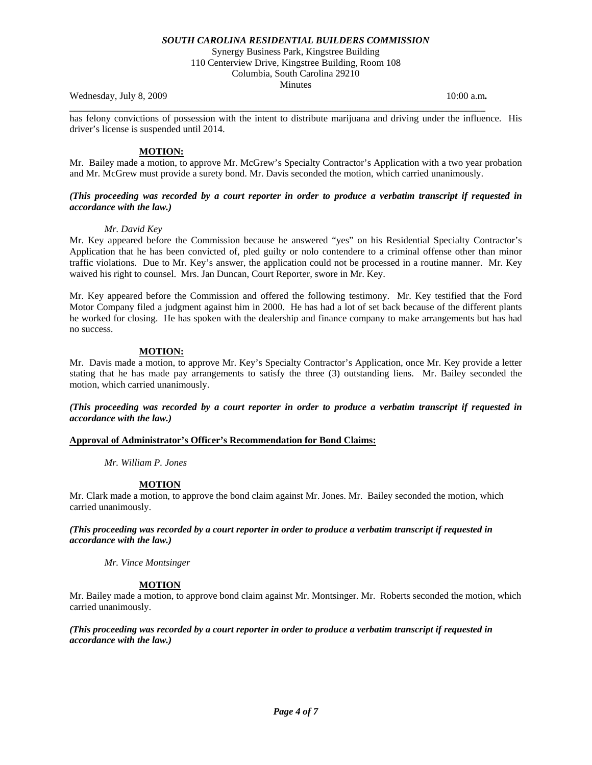has felony convictions of possession with the intent to distribute marijuana and driving under the influence. His driver's license is suspended until 2014.

**MOTION:**

Mr. Bailey made a motion, to approve Mr. McGrew's Specialty Contractor's Application with a two year probation and Mr. McGrew must provide a surety bond. Mr. Davis seconded the motion, which carried unanimously.

***(This proceeding was recorded by a court reporter in order to produce a verbatim transcript if requested in accordance with the law.)***

*Mr. David Key*

Mr. Key appeared before the Commission because he answered "yes" on his Residential Specialty Contractor's Application that he has been convicted of, pled guilty or nolo contendere to a criminal offense other than minor traffic violations. Due to Mr. Key's answer, the application could not be processed in a routine manner. Mr. Key waived his right to counsel. Mrs. Jan Duncan, Court Reporter, swore in Mr. Key.

Mr. Key appeared before the Commission and offered the following testimony. Mr. Key testified that the Ford Motor Company filed a judgment against him in 2000. He has had a lot of set back because of the different plants he worked for closing. He has spoken with the dealership and finance company to make arrangements but has had no success.

**MOTION:**

Mr. Davis made a motion, to approve Mr. Key's Specialty Contractor's Application, once Mr. Key provide a letter stating that he has made pay arrangements to satisfy the three (3) outstanding liens. Mr. Bailey seconded the motion, which carried unanimously.

***(This proceeding was recorded by a court reporter in order to produce a verbatim transcript if requested in accordance with the law.)***

**Approval of Administrator's Officer's Recommendation for Bond Claims:**

*Mr. William P. Jones*

**MOTION**

Mr. Clark made a motion, to approve the bond claim against Mr. Jones. Mr. Bailey seconded the motion, which carried unanimously.

***(This proceeding was recorded by a court reporter in order to produce a verbatim transcript if requested in accordance with the law.)***

*Mr. Vince Montsinger*

**MOTION**

Mr. Bailey made a motion, to approve bond claim against Mr. Montsinger. Mr. Roberts seconded the motion, which carried unanimously.

***(This proceeding was recorded by a court reporter in order to produce a verbatim transcript if requested in accordance with the law.)***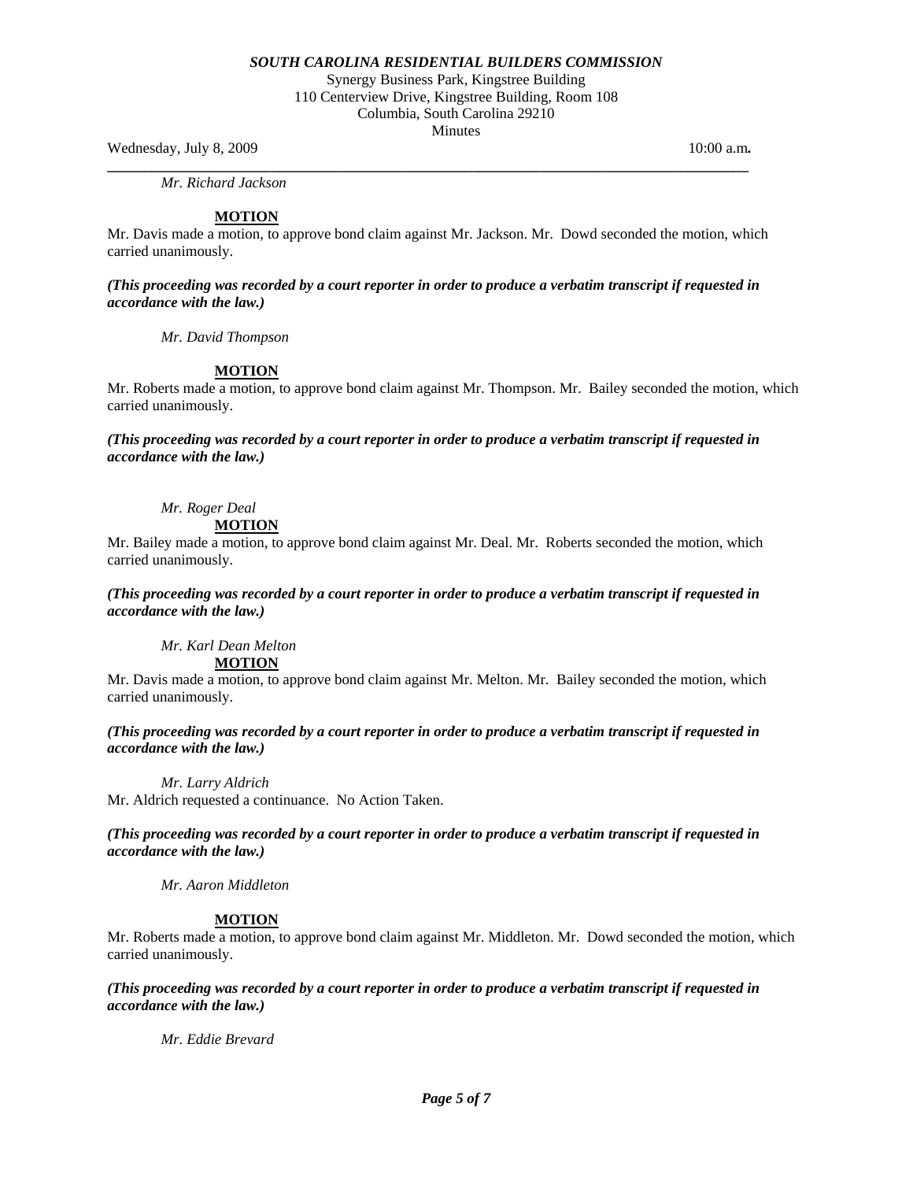*Mr. Richard Jackson*

**MOTION**

Mr. Davis made a motion, to approve bond claim against Mr. Jackson. Mr. Dowd seconded the motion, which carried unanimously.

***(This proceeding was recorded by a court reporter in order to produce a verbatim transcript if requested in accordance with the law.)***

*Mr. David Thompson*

**MOTION**

Mr. Roberts made a motion, to approve bond claim against Mr. Thompson. Mr. Bailey seconded the motion, which carried unanimously.

***(This proceeding was recorded by a court reporter in order to produce a verbatim transcript if requested in accordance with the law.)***

*Mr. Roger Deal*

**MOTION**

Mr. Bailey made a motion, to approve bond claim against Mr. Deal. Mr. Roberts seconded the motion, which carried unanimously.

***(This proceeding was recorded by a court reporter in order to produce a verbatim transcript if requested in accordance with the law.)***

*Mr. Karl Dean Melton*

**MOTION**

Mr. Davis made a motion, to approve bond claim against Mr. Melton. Mr. Bailey seconded the motion, which carried unanimously.

***(This proceeding was recorded by a court reporter in order to produce a verbatim transcript if requested in accordance with the law.)***

*Mr. Larry Aldrich*

Mr. Aldrich requested a continuance. No Action Taken.

***(This proceeding was recorded by a court reporter in order to produce a verbatim transcript if requested in accordance with the law.)***

*Mr. Aaron Middleton*

**MOTION**

Mr. Roberts made a motion, to approve bond claim against Mr. Middleton. Mr. Dowd seconded the motion, which carried unanimously.

***(This proceeding was recorded by a court reporter in order to produce a verbatim transcript if requested in accordance with the law.)***

*Mr. Eddie Brevard*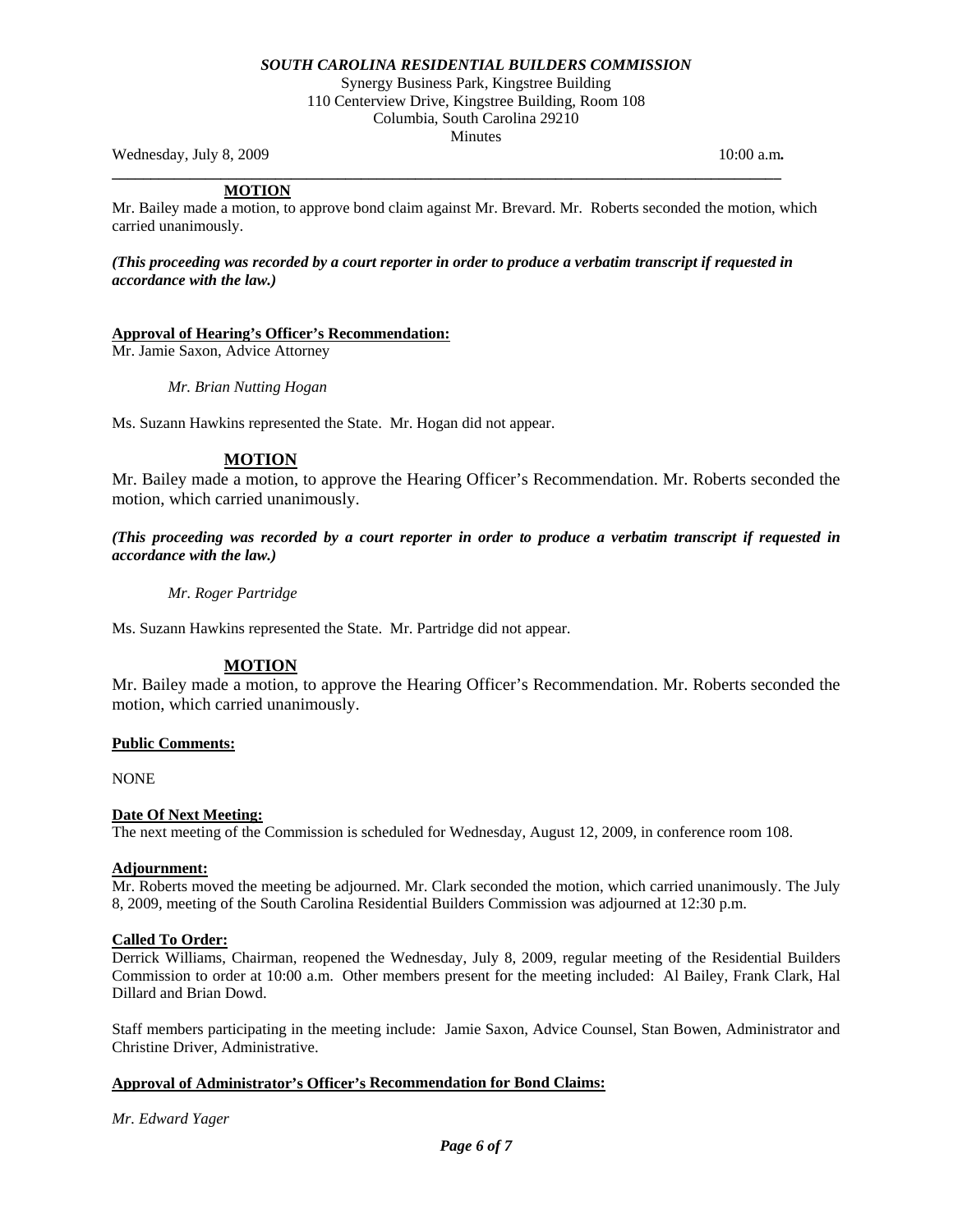**MOTION**

Mr. Bailey made a motion, to approve bond claim against Mr. Brevard. Mr. Roberts seconded the motion, which carried unanimously.

***(This proceeding was recorded by a court reporter in order to produce a verbatim transcript if requested in accordance with the law.)***

**Approval of Hearing's Officer's Recommendation:**

Mr. Jamie Saxon, Advice Attorney

*Mr. Brian Nutting Hogan*

Ms. Suzann Hawkins represented the State. Mr. Hogan did not appear.

**MOTION**

Mr. Bailey made a motion, to approve the Hearing Officer's Recommendation. Mr. Roberts seconded the motion, which carried unanimously.

***(This proceeding was recorded by a court reporter in order to produce a verbatim transcript if requested in accordance with the law.)***

*Mr. Roger Partridge*

Ms. Suzann Hawkins represented the State. Mr. Partridge did not appear.

**MOTION**

Mr. Bailey made a motion, to approve the Hearing Officer's Recommendation. Mr. Roberts seconded the motion, which carried unanimously.

**Public Comments:**

NONE

**Date Of Next Meeting:**

The next meeting of the Commission is scheduled for Wednesday, August 12, 2009, in conference room 108.

**Adjournment:**

Mr. Roberts moved the meeting be adjourned. Mr. Clark seconded the motion, which carried unanimously. The July 8, 2009, meeting of the South Carolina Residential Builders Commission was adjourned at 12:30 p.m.

**Called To Order:**

Derrick Williams, Chairman, reopened the Wednesday, July 8, 2009, regular meeting of the Residential Builders Commission to order at 10:00 a.m. Other members present for the meeting included: Al Bailey, Frank Clark, Hal Dillard and Brian Dowd.

Staff members participating in the meeting include: Jamie Saxon, Advice Counsel, Stan Bowen, Administrator and Christine Driver, Administrative.

**Approval of Administrator's Officer's Recommendation for Bond Claims:**

*Mr. Edward Yager*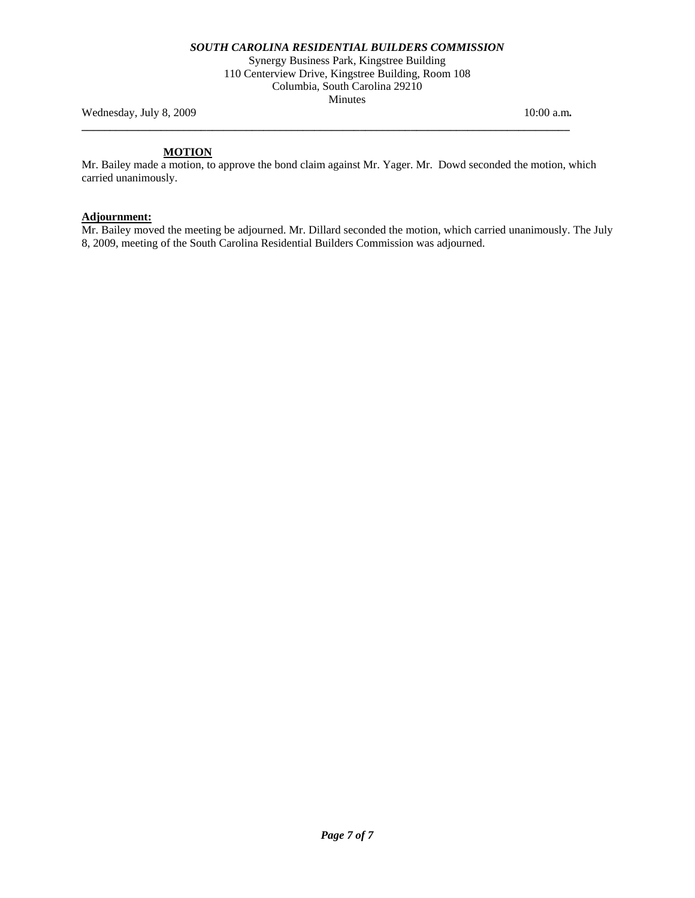**MOTION**

Mr. Bailey made a motion, to approve the bond claim against Mr. Yager. Mr. Dowd seconded the motion, which carried unanimously.

**Adjournment:**

Mr. Bailey moved the meeting be adjourned. Mr. Dillard seconded the motion, which carried unanimously. The July 8, 2009, meeting of the South Carolina Residential Builders Commission was adjourned.